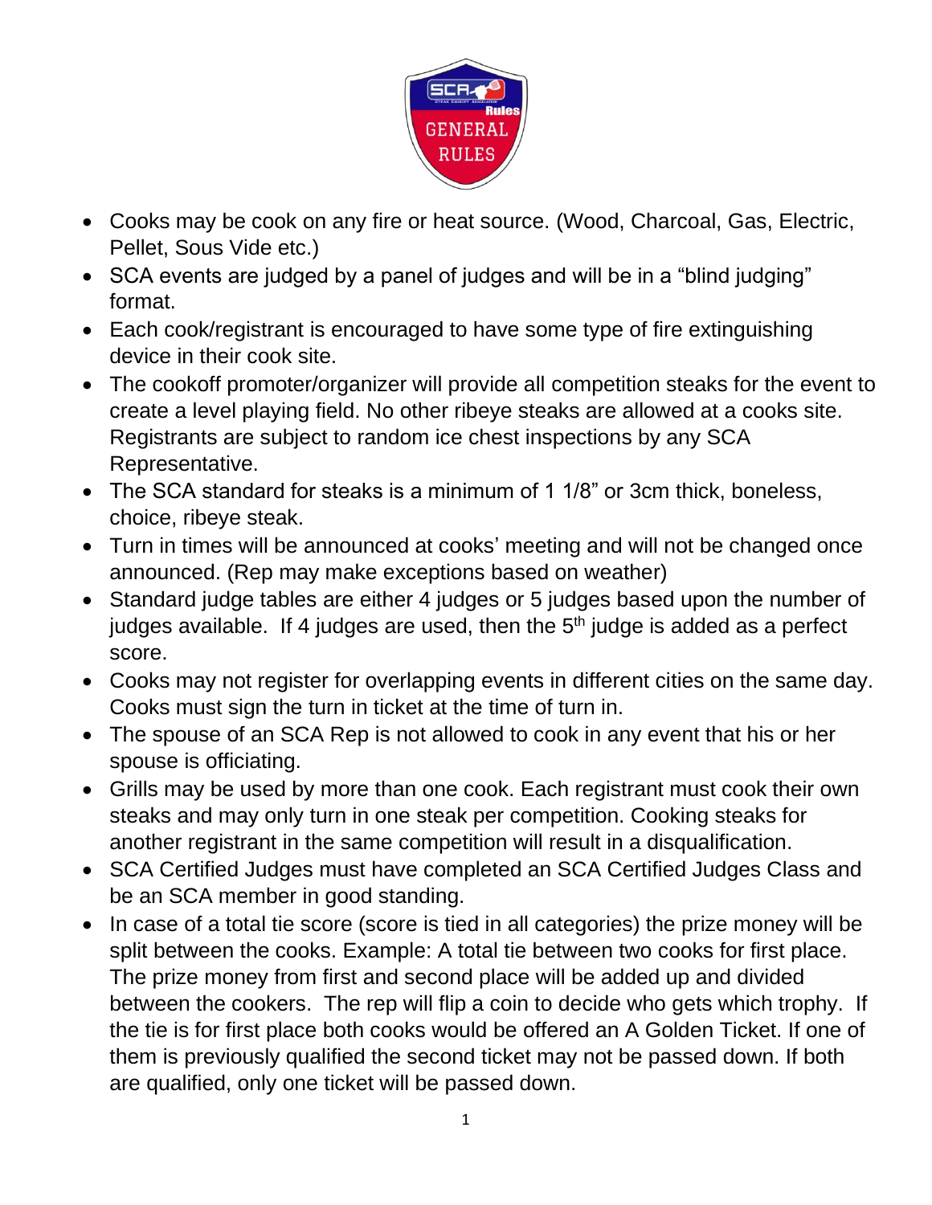# GENERAL RULES

- Cooks may be cook on any fire or heat source. (Wood, Charcoal, Gas, Electric, Pellet, Sous Vide etc.)
- SCA events are judged by a panel of judges and will be in a "blind judging" format.
- Each cook/registrant is encouraged to have some type of fire extinguishing device in their cook site.
- The cookoff promoter/organizer will provide all competition steaks for the event to create a level playing field. No other ribeye steaks are allowed at a cooks site. Registrants are subject to random ice chest inspections by any SCA Representative.
- The SCA standard for steaks is a minimum of 1 1/8" or 3cm thick, boneless, choice, ribeye steak.
- Turn in times will be announced at cooks' meeting and will not be changed once announced. (Rep may make exceptions based on weather)
- Standard judge tables are either 4 judges or 5 judges based upon the number of judges available. If 4 judges are used, then the 5th judge is added as a perfect score.
- Cooks may not register for overlapping events in different cities on the same day. Cooks must sign the turn in ticket at the time of turn in.
- The spouse of an SCA Rep is not allowed to cook in any event that his or her spouse is officiating.
- Grills may be used by more than one cook. Each registrant must cook their own steaks and may only turn in one steak per competition. Cooking steaks for another registrant in the same competition will result in a disqualification.
- SCA Certified Judges must have completed an SCA Certified Judges Class and be an SCA member in good standing.
- In case of a total tie score (score is tied in all categories) the prize money will be split between the cooks. Example: A total tie between two cooks for first place. The prize money from first and second place will be added up and divided between the cookers. The rep will flip a coin to decide who gets which trophy. If the tie is for first place both cooks would be offered an A Golden Ticket. If one of them is previously qualified the second ticket may not be passed down. If both are qualified, only one ticket will be passed down.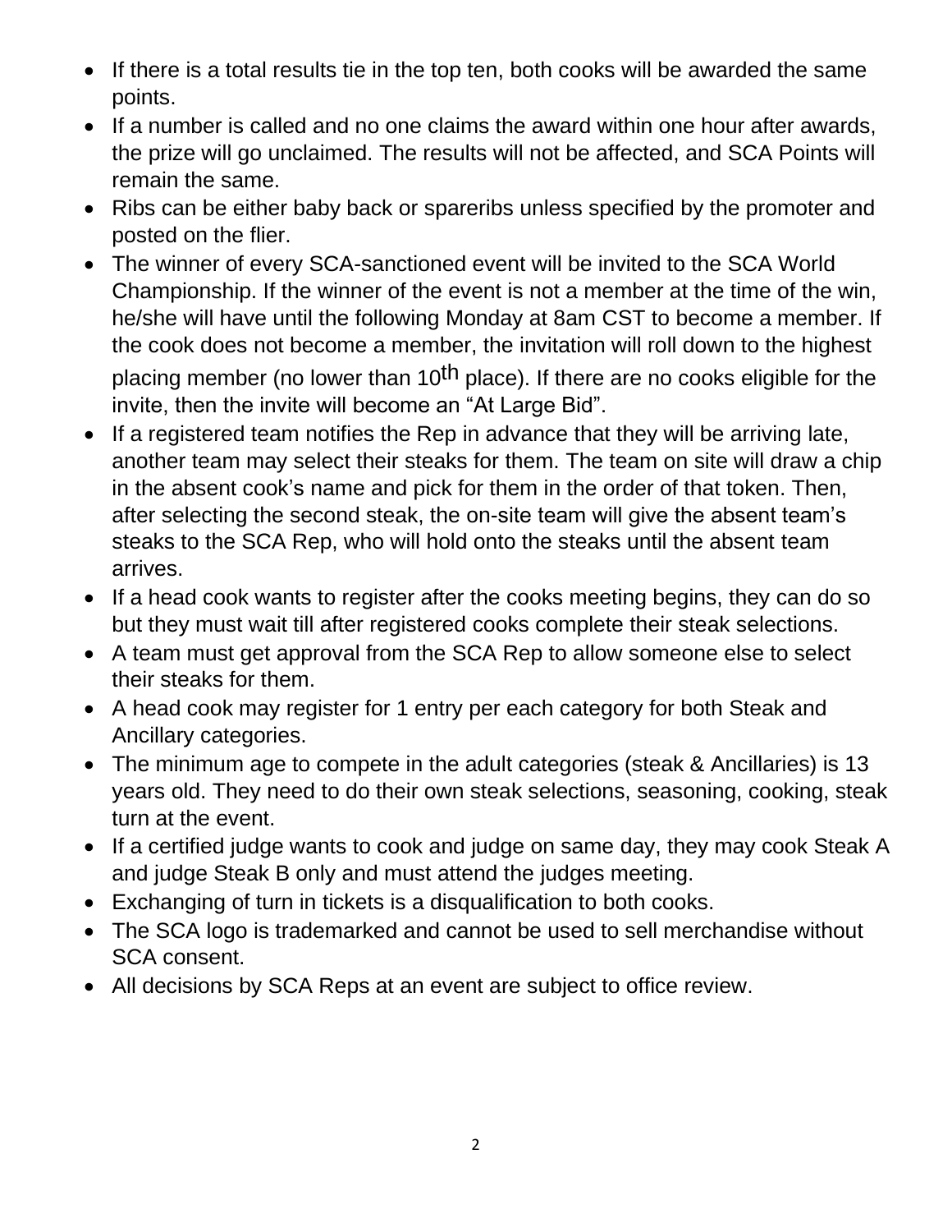- If there is a total results tie in the top ten, both cooks will be awarded the same points.
- If a number is called and no one claims the award within one hour after awards, the prize will go unclaimed. The results will not be affected, and SCA Points will remain the same.
- Ribs can be either baby back or spareribs unless specified by the promoter and posted on the flier.
- The winner of every SCA-sanctioned event will be invited to the SCA World Championship. If the winner of the event is not a member at the time of the win, he/she will have until the following Monday at 8am CST to become a member. If the cook does not become a member, the invitation will roll down to the highest placing member (no lower than 10th place). If there are no cooks eligible for the invite, then the invite will become an "At Large Bid".
- If a registered team notifies the Rep in advance that they will be arriving late, another team may select their steaks for them. The team on site will draw a chip in the absent cook's name and pick for them in the order of that token. Then, after selecting the second steak, the on-site team will give the absent team's steaks to the SCA Rep, who will hold onto the steaks until the absent team arrives.
- If a head cook wants to register after the cooks meeting begins, they can do so but they must wait till after registered cooks complete their steak selections.
- A team must get approval from the SCA Rep to allow someone else to select their steaks for them.
- A head cook may register for 1 entry per each category for both Steak and Ancillary categories.
- The minimum age to compete in the adult categories (steak & Ancillaries) is 13 years old. They need to do their own steak selections, seasoning, cooking, steak turn at the event.
- If a certified judge wants to cook and judge on same day, they may cook Steak A and judge Steak B only and must attend the judges meeting.
- Exchanging of turn in tickets is a disqualification to both cooks.
- The SCA logo is trademarked and cannot be used to sell merchandise without SCA consent.
- All decisions by SCA Reps at an event are subject to office review.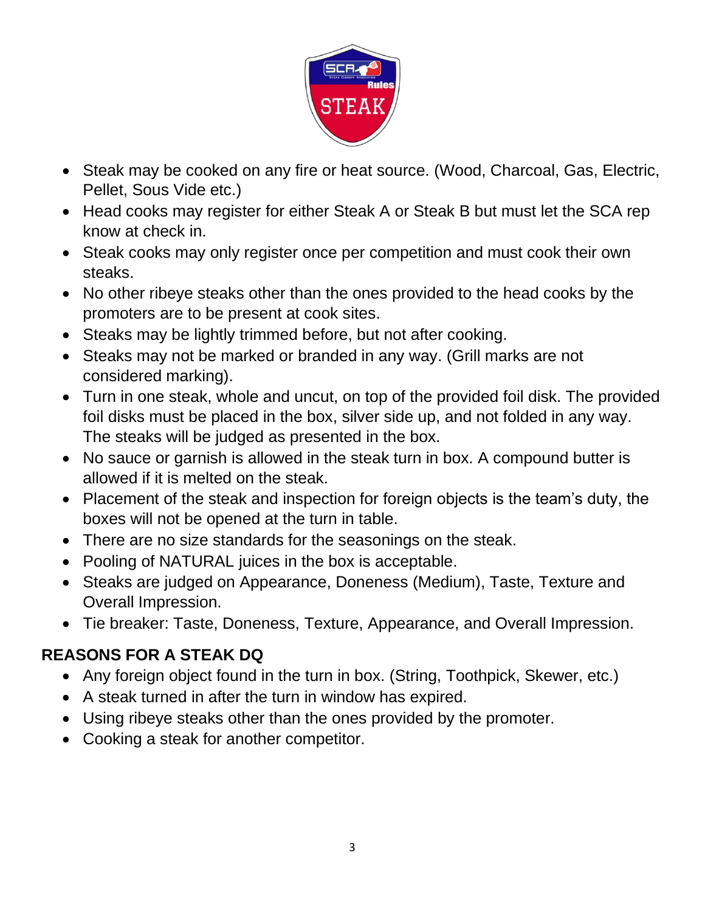- Steak may be cooked on any fire or heat source. (Wood, Charcoal, Gas, Electric, Pellet, Sous Vide etc.)
- Head cooks may register for either Steak A or Steak B but must let the SCA rep know at check in.
- Steak cooks may only register once per competition and must cook their own steaks.
- No other ribeye steaks other than the ones provided to the head cooks by the promoters are to be present at cook sites.
- Steaks may be lightly trimmed before, but not after cooking.
- Steaks may not be marked or branded in any way. (Grill marks are not considered marking).
- Turn in one steak, whole and uncut, on top of the provided foil disk. The provided foil disks must be placed in the box, silver side up, and not folded in any way. The steaks will be judged as presented in the box.
- No sauce or garnish is allowed in the steak turn in box. A compound butter is allowed if it is melted on the steak.
- Placement of the steak and inspection for foreign objects is the team's duty, the boxes will not be opened at the turn in table.
- There are no size standards for the seasonings on the steak.
- Pooling of NATURAL juices in the box is acceptable.
- Steaks are judged on Appearance, Doneness (Medium), Taste, Texture and Overall Impression.
- Tie breaker: Taste, Doneness, Texture, Appearance, and Overall Impression.

## REASONS FOR A STEAK DQ

- Any foreign object found in the turn in box. (String, Toothpick, Skewer, etc.)
- A steak turned in after the turn in window has expired.
- Using ribeye steaks other than the ones provided by the promoter.
- Cooking a steak for another competitor.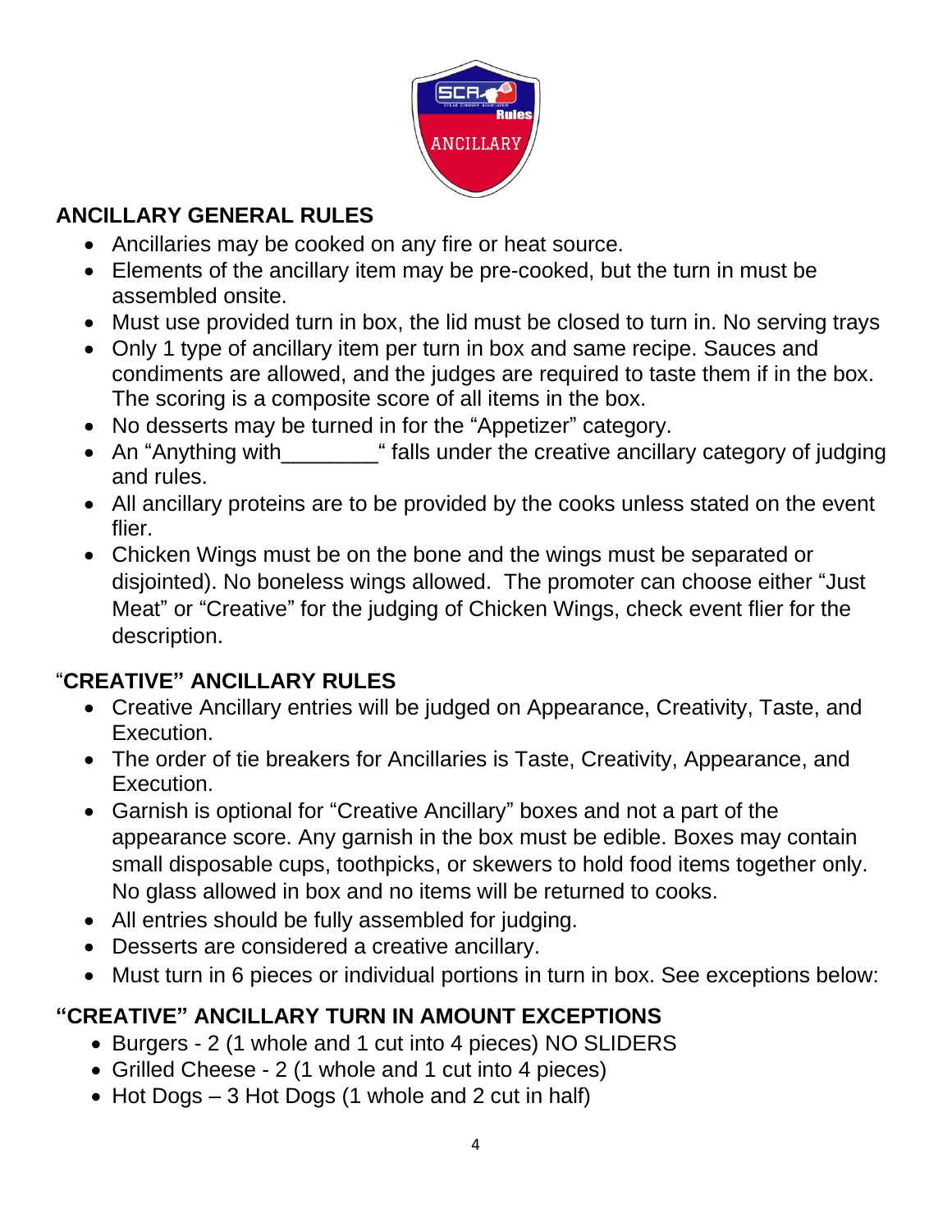## ANCILLARY GENERAL RULES

- Ancillaries may be cooked on any fire or heat source.
- Elements of the ancillary item may be pre-cooked, but the turn in must be assembled onsite.
- Must use provided turn in box, the lid must be closed to turn in. No serving trays
- Only 1 type of ancillary item per turn in box and same recipe. Sauces and condiments are allowed, and the judges are required to taste them if in the box. The scoring is a composite score of all items in the box.
- No desserts may be turned in for the "Appetizer" category.
- An "Anything with________" falls under the creative ancillary category of judging and rules.
- All ancillary proteins are to be provided by the cooks unless stated on the event flier.
- Chicken Wings must be on the bone and the wings must be separated or disjointed). No boneless wings allowed. The promoter can choose either "Just Meat" or "Creative" for the judging of Chicken Wings, check event flier for the description.

## "CREATIVE" ANCILLARY RULES

- Creative Ancillary entries will be judged on Appearance, Creativity, Taste, and Execution.
- The order of tie breakers for Ancillaries is Taste, Creativity, Appearance, and Execution.
- Garnish is optional for "Creative Ancillary" boxes and not a part of the appearance score. Any garnish in the box must be edible. Boxes may contain small disposable cups, toothpicks, or skewers to hold food items together only. No glass allowed in box and no items will be returned to cooks.
- All entries should be fully assembled for judging.
- Desserts are considered a creative ancillary.
- Must turn in 6 pieces or individual portions in turn in box. See exceptions below:

## "CREATIVE" ANCILLARY TURN IN AMOUNT EXCEPTIONS

- Burgers - 2 (1 whole and 1 cut into 4 pieces) NO SLIDERS
- Grilled Cheese - 2 (1 whole and 1 cut into 4 pieces)
- Hot Dogs – 3 Hot Dogs (1 whole and 2 cut in half)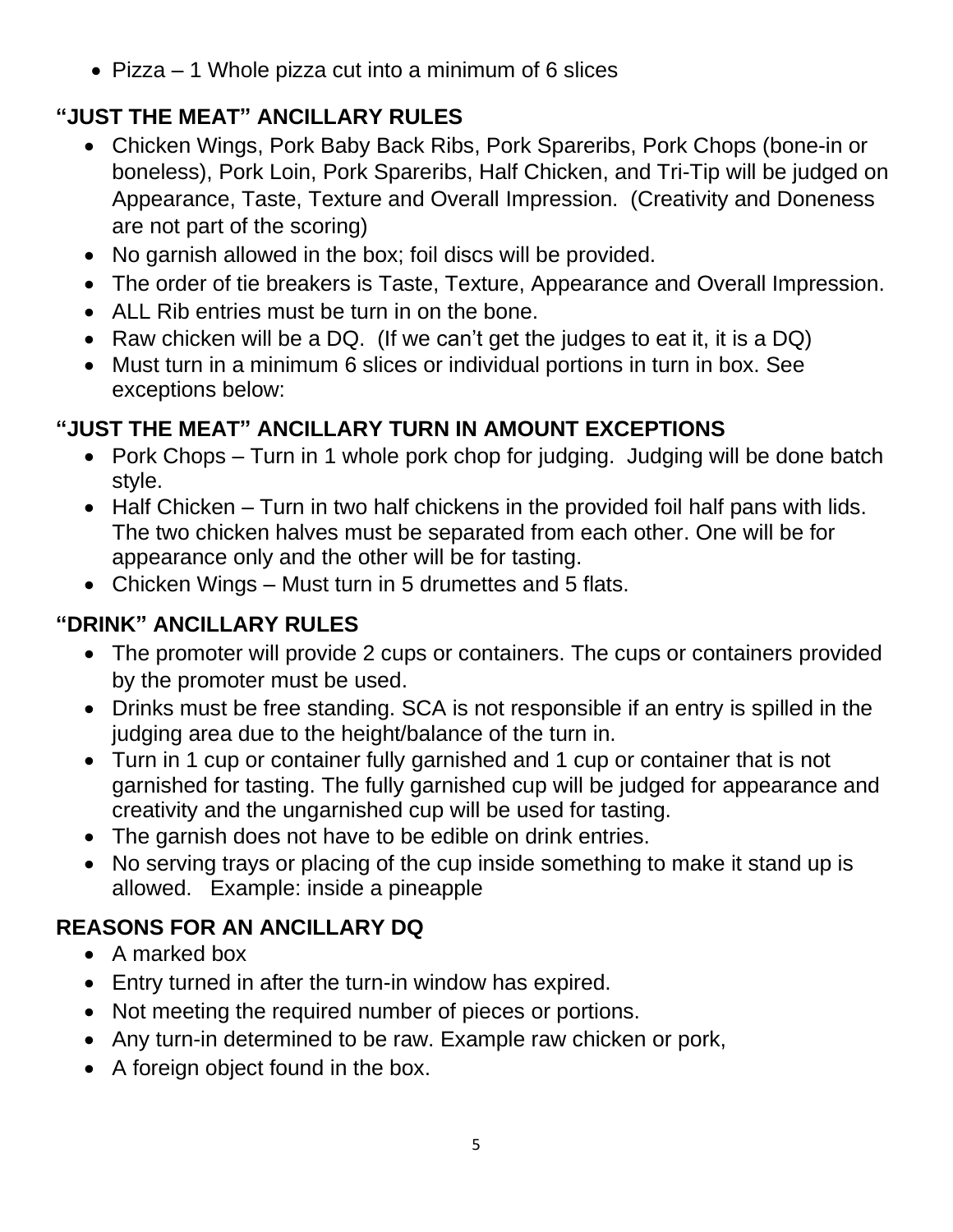- Pizza – 1 Whole pizza cut into a minimum of 6 slices

## "JUST THE MEAT" ANCILLARY RULES

- Chicken Wings, Pork Baby Back Ribs, Pork Spareribs, Pork Chops (bone-in or boneless), Pork Loin, Pork Spareribs, Half Chicken, and Tri-Tip will be judged on Appearance, Taste, Texture and Overall Impression. (Creativity and Doneness are not part of the scoring)
- No garnish allowed in the box; foil discs will be provided.
- The order of tie breakers is Taste, Texture, Appearance and Overall Impression.
- ALL Rib entries must be turn in on the bone.
- Raw chicken will be a DQ. (If we can't get the judges to eat it, it is a DQ)
- Must turn in a minimum 6 slices or individual portions in turn in box. See exceptions below:

## "JUST THE MEAT" ANCILLARY TURN IN AMOUNT EXCEPTIONS

- Pork Chops – Turn in 1 whole pork chop for judging. Judging will be done batch style.
- Half Chicken – Turn in two half chickens in the provided foil half pans with lids. The two chicken halves must be separated from each other. One will be for appearance only and the other will be for tasting.
- Chicken Wings – Must turn in 5 drumettes and 5 flats.

## "DRINK" ANCILLARY RULES

- The promoter will provide 2 cups or containers. The cups or containers provided by the promoter must be used.
- Drinks must be free standing. SCA is not responsible if an entry is spilled in the judging area due to the height/balance of the turn in.
- Turn in 1 cup or container fully garnished and 1 cup or container that is not garnished for tasting. The fully garnished cup will be judged for appearance and creativity and the ungarnished cup will be used for tasting.
- The garnish does not have to be edible on drink entries.
- No serving trays or placing of the cup inside something to make it stand up is allowed. Example: inside a pineapple

## REASONS FOR AN ANCILLARY DQ

- A marked box
- Entry turned in after the turn-in window has expired.
- Not meeting the required number of pieces or portions.
- Any turn-in determined to be raw. Example raw chicken or pork,
- A foreign object found in the box.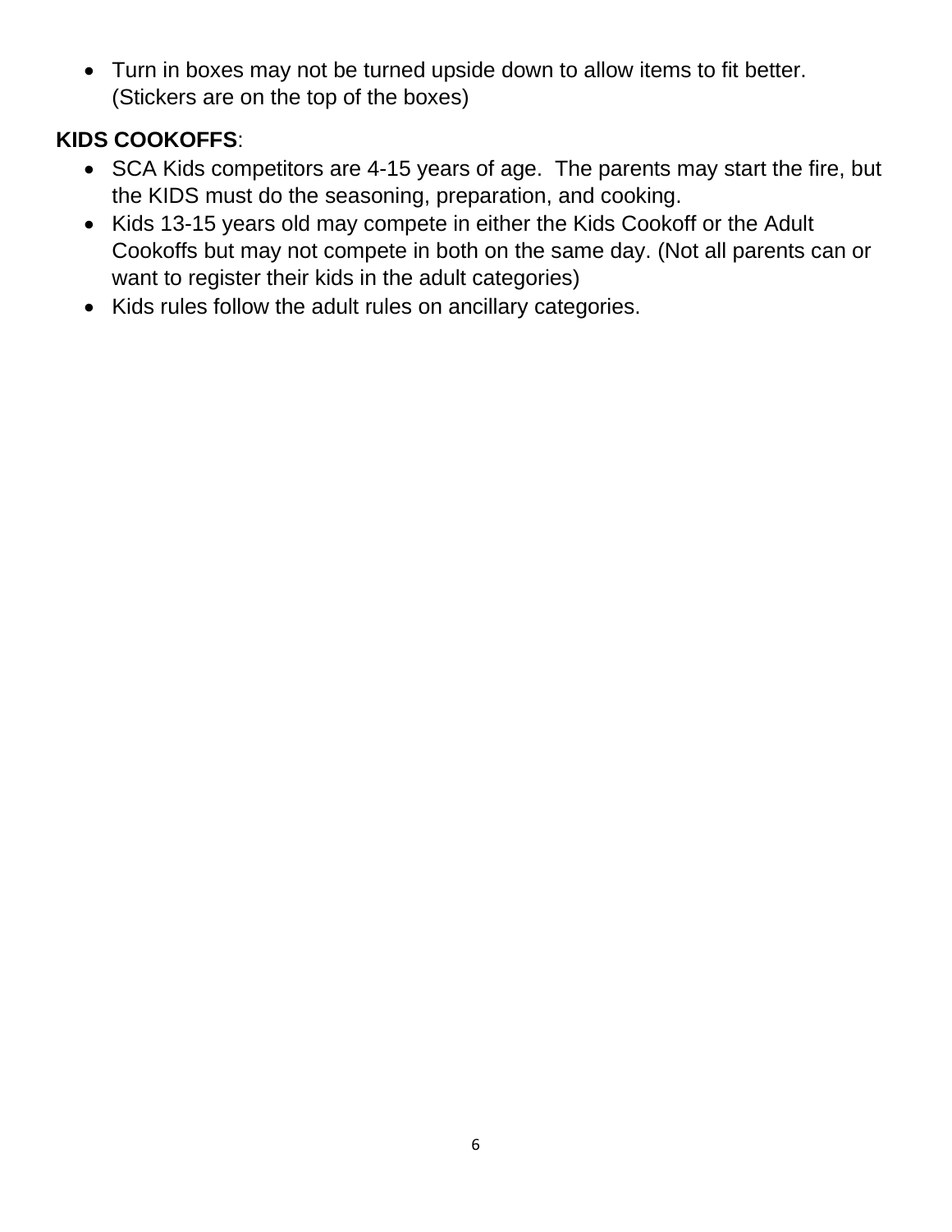- Turn in boxes may not be turned upside down to allow items to fit better. (Stickers are on the top of the boxes)

**KIDS COOKOFFS**:

- SCA Kids competitors are 4-15 years of age.  The parents may start the fire, but the KIDS must do the seasoning, preparation, and cooking.
- Kids 13-15 years old may compete in either the Kids Cookoff or the Adult Cookoffs but may not compete in both on the same day. (Not all parents can or want to register their kids in the adult categories)
- Kids rules follow the adult rules on ancillary categories.